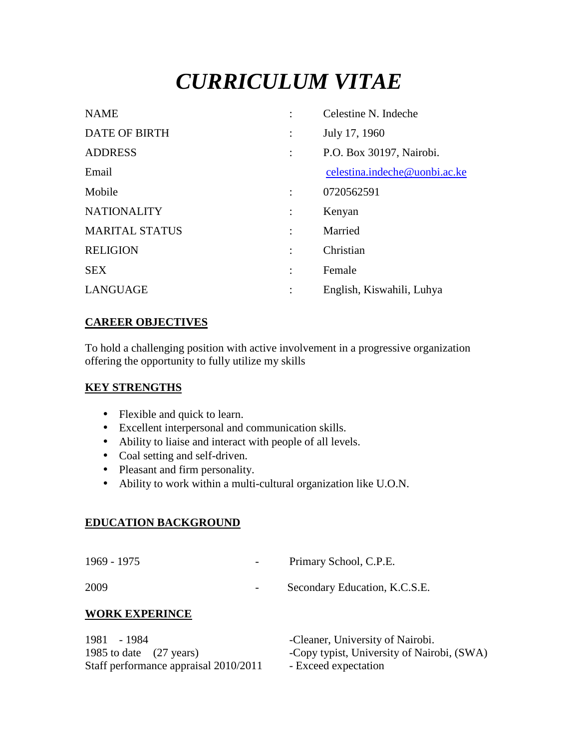# *CURRICULUM VITAE*

| | | |
|---|---|---|
| NAME | : | Celestine N. Indeche |
| DATE OF BIRTH | : | July 17, 1960 |
| ADDRESS | : | P.O. Box 30197, Nairobi. |
| Email | | celestina.indeche@uonbi.ac.ke |
| Mobile | : | 0720562591 |
| NATIONALITY | : | Kenyan |
| MARITAL STATUS | : | Married |
| RELIGION | : | Christian |
| SEX | : | Female |
| LANGUAGE | : | English, Kiswahili, Luhya |

## CAREER OBJECTIVES

To hold a challenging position with active involvement in a progressive organization offering the opportunity to fully utilize my skills

## KEY STRENGTHS

- Flexible and quick to learn.
- Excellent interpersonal and communication skills.
- Ability to liaise and interact with people of all levels.
- Coal setting and self-driven.
- Pleasant and firm personality.
- Ability to work within a multi-cultural organization like U.O.N.

## EDUCATION BACKGROUND

| | | |
|---|---|---|
| 1969 - 1975 | - | Primary School, C.P.E. |
| 2009 | - | Secondary Education, K.C.S.E. |

## WORK EXPERINCE

| | |
|---|---|
| 1981 - 1984 | -Cleaner, University of Nairobi. |
| 1985 to date (27 years) | -Copy typist, University of Nairobi, (SWA) |
| Staff performance appraisal 2010/2011 | - Exceed expectation |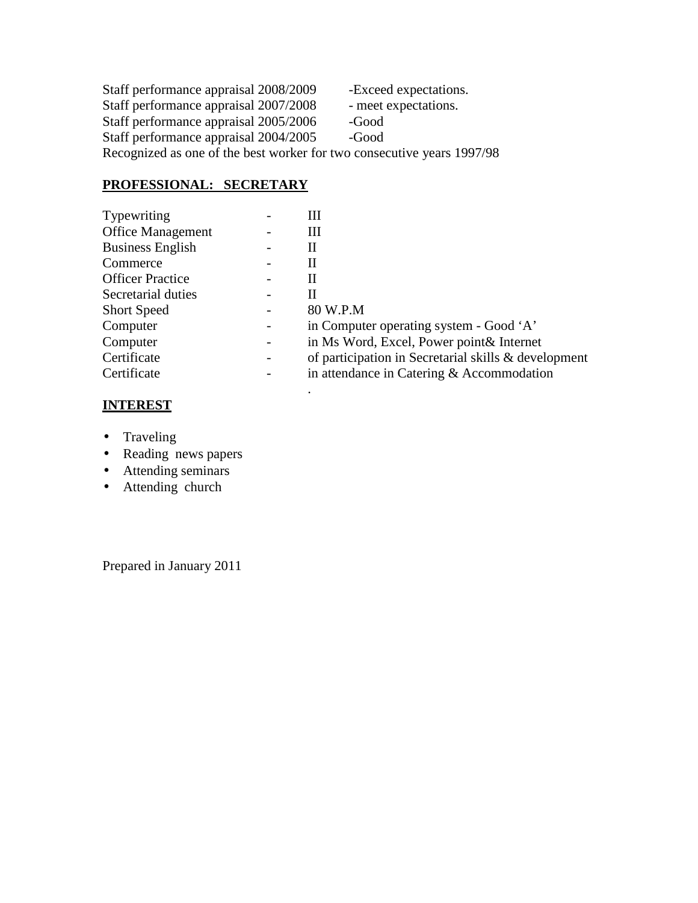| | |
|---|---|
| Staff performance appraisal 2008/2009 | -Exceed expectations. |
| Staff performance appraisal 2007/2008 | - meet expectations. |
| Staff performance appraisal 2005/2006 | -Good |
| Staff performance appraisal 2004/2005 | -Good |

Recognized as one of the best worker for two consecutive years 1997/98

## PROFESSIONAL: SECRETARY

| | | |
|---|---|---|
| Typewriting | - | III |
| Office Management | - | III |
| Business English | - | II |
| Commerce | - | II |
| Officer Practice | - | II |
| Secretarial duties | - | II |
| Short Speed | - | 80 W.P.M |
| Computer | - | in Computer operating system - Good 'A' |
| Computer | - | in Ms Word, Excel, Power point& Internet |
| Certificate | - | of participation in Secretarial skills & development |
| Certificate | - | in attendance in Catering & Accommodation |

## INTEREST

- Traveling
- Reading news papers
- Attending seminars
- Attending church

Prepared in January 2011